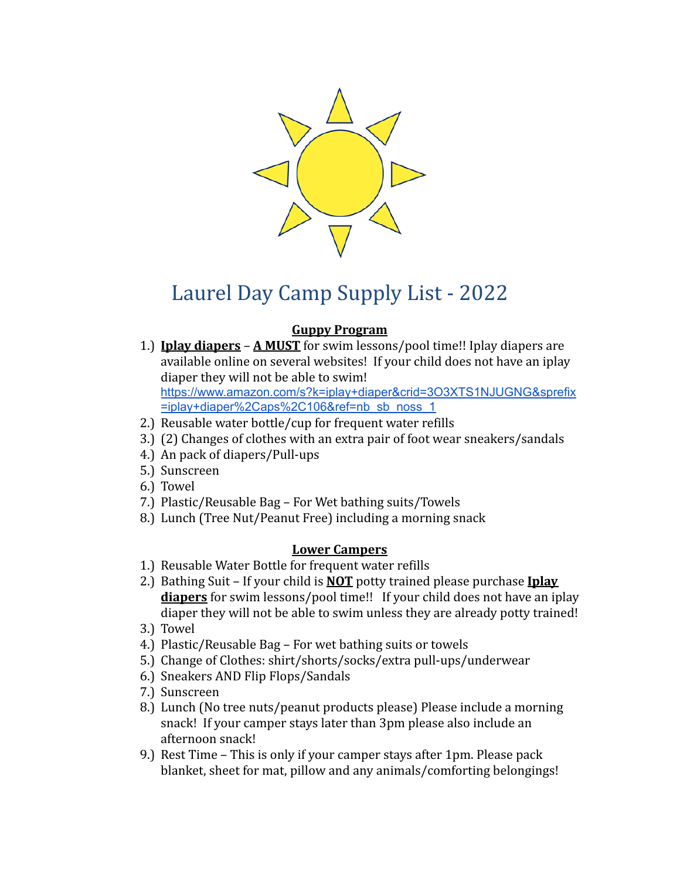# Laurel Day Camp Supply List - 2022

## Guppy Program

1.) **Iplay diapers** – **A MUST** for swim lessons/pool time!! Iplay diapers are available online on several websites! If your child does not have an iplay diaper they will not be able to swim! https://www.amazon.com/s?k=iplay+diaper&crid=3O3XTS1NJUGNG&sprefix=iplay+diaper%2Caps%2C106&ref=nb_sb_noss_1
2.) Reusable water bottle/cup for frequent water refills
3.) (2) Changes of clothes with an extra pair of foot wear sneakers/sandals
4.) An pack of diapers/Pull-ups
5.) Sunscreen
6.) Towel
7.) Plastic/Reusable Bag – For Wet bathing suits/Towels
8.) Lunch (Tree Nut/Peanut Free) including a morning snack

## Lower Campers

1.) Reusable Water Bottle for frequent water refills
2.) Bathing Suit – If your child is **NOT** potty trained please purchase **Iplay diapers** for swim lessons/pool time!! If your child does not have an iplay diaper they will not be able to swim unless they are already potty trained!
3.) Towel
4.) Plastic/Reusable Bag – For wet bathing suits or towels
5.) Change of Clothes: shirt/shorts/socks/extra pull-ups/underwear
6.) Sneakers AND Flip Flops/Sandals
7.) Sunscreen
8.) Lunch (No tree nuts/peanut products please) Please include a morning snack! If your camper stays later than 3pm please also include an afternoon snack!
9.) Rest Time – This is only if your camper stays after 1pm. Please pack blanket, sheet for mat, pillow and any animals/comforting belongings!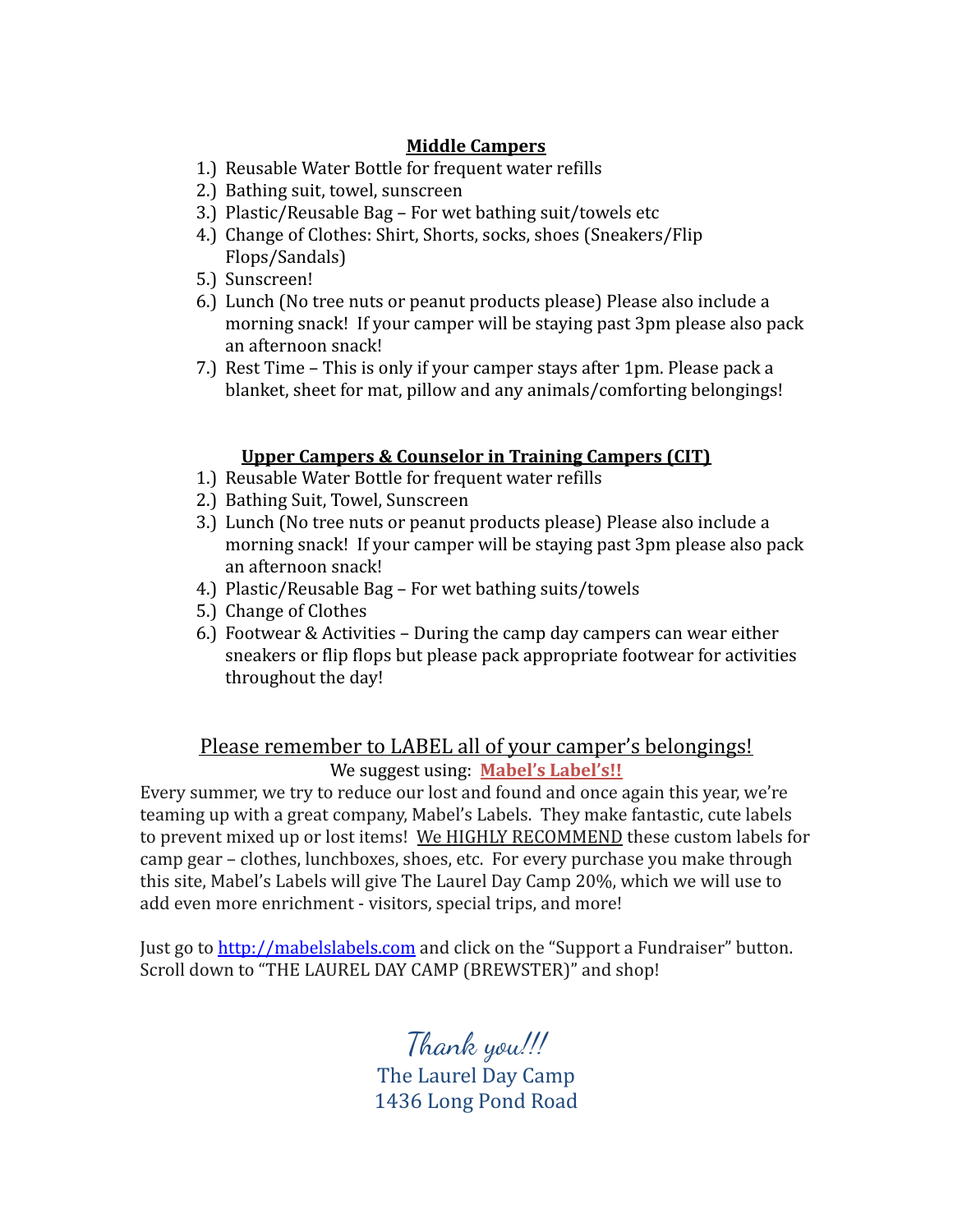### **Middle Campers**

1.) Reusable Water Bottle for frequent water refills
2.) Bathing suit, towel, sunscreen
3.) Plastic/Reusable Bag – For wet bathing suit/towels etc
4.) Change of Clothes: Shirt, Shorts, socks, shoes (Sneakers/Flip Flops/Sandals)
5.) Sunscreen!
6.) Lunch (No tree nuts or peanut products please) Please also include a morning snack! If your camper will be staying past 3pm please also pack an afternoon snack!
7.) Rest Time – This is only if your camper stays after 1pm. Please pack a blanket, sheet for mat, pillow and any animals/comforting belongings!

### **Upper Campers & Counselor in Training Campers (CIT)**

1.) Reusable Water Bottle for frequent water refills
2.) Bathing Suit, Towel, Sunscreen
3.) Lunch (No tree nuts or peanut products please) Please also include a morning snack! If your camper will be staying past 3pm please also pack an afternoon snack!
4.) Plastic/Reusable Bag – For wet bathing suits/towels
5.) Change of Clothes
6.) Footwear & Activities – During the camp day campers can wear either sneakers or flip flops but please pack appropriate footwear for activities throughout the day!

## Please remember to LABEL all of your camper's belongings!

We suggest using: **Mabel's Label's!!**

Every summer, we try to reduce our lost and found and once again this year, we're teaming up with a great company, Mabel's Labels. They make fantastic, cute labels to prevent mixed up or lost items! We HIGHLY RECOMMEND these custom labels for camp gear – clothes, lunchboxes, shoes, etc. For every purchase you make through this site, Mabel's Labels will give The Laurel Day Camp 20%, which we will use to add even more enrichment - visitors, special trips, and more!

Just go to http://mabelslabels.com and click on the "Support a Fundraiser" button. Scroll down to "THE LAUREL DAY CAMP (BREWSTER)" and shop!

*Thank you!!!*

The Laurel Day Camp
1436 Long Pond Road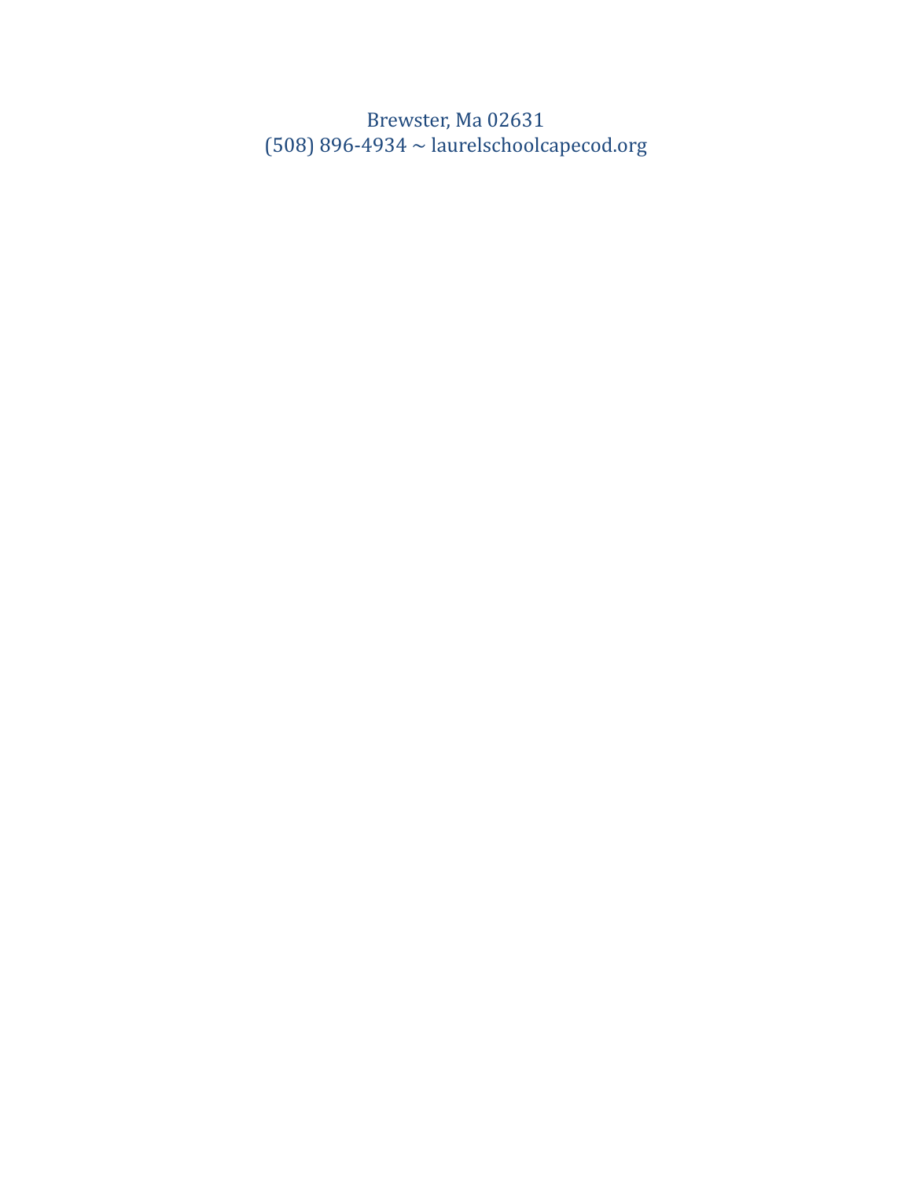Brewster, Ma 02631
(508) 896-4934 ~ laurelschoolcapecod.org